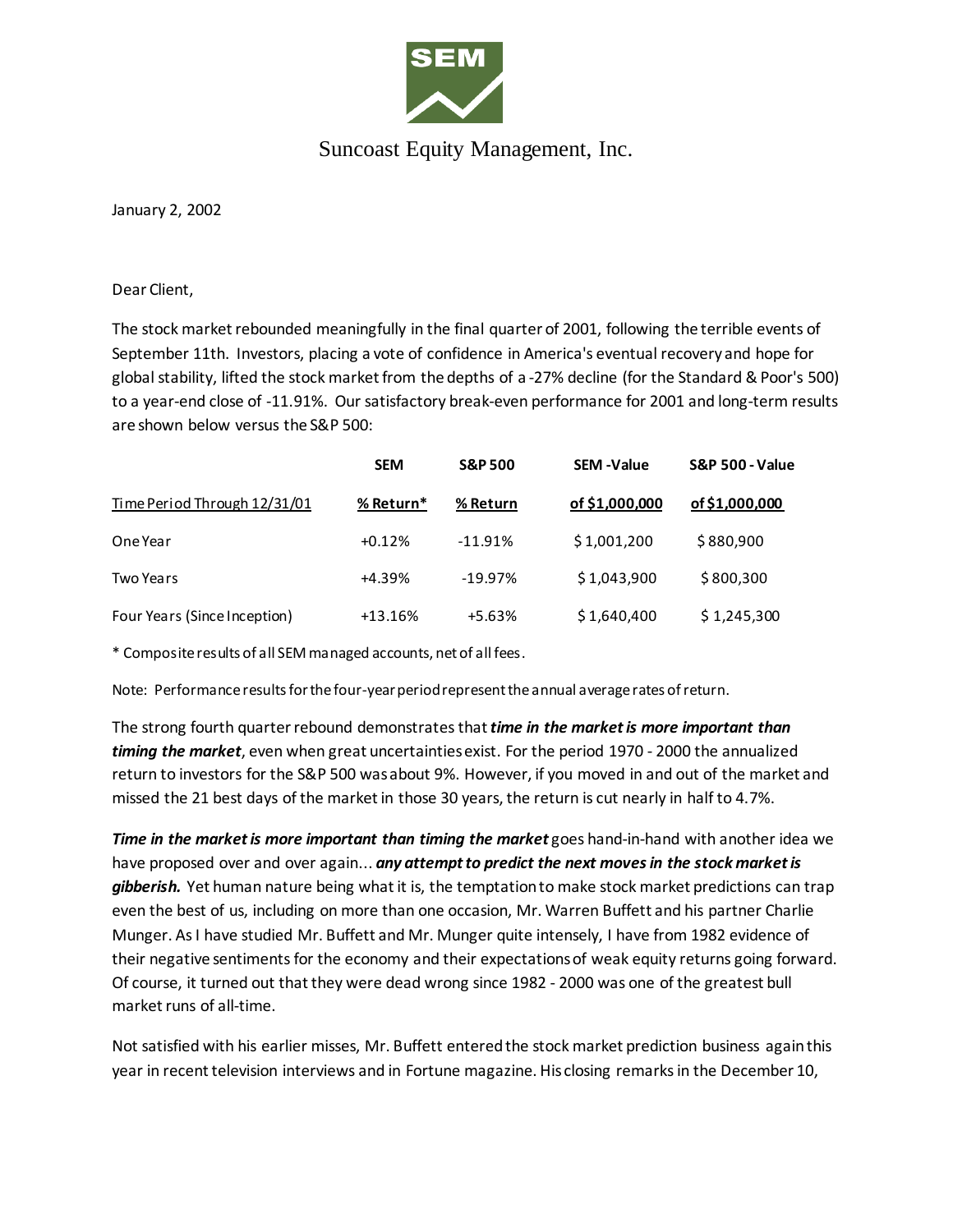# Suncoast Equity Management, Inc.

January 2, 2002

Dear Client,

The stock market rebounded meaningfully in the final quarter of 2001, following the terrible events of September 11th. Investors, placing a vote of confidence in America's eventual recovery and hope for global stability, lifted the stock market from the depths of a -27% decline (for the Standard & Poor's 500) to a year-end close of -11.91%. Our satisfactory break-even performance for 2001 and long-term results are shown below versus the S&P 500:

| Time Period Through 12/31/01 | SEM<br>% Return* | S&P 500<br>% Return | SEM -Value<br>of $1,000,000 | S&P 500 - Value<br>of $1,000,000 |
|---|---|---|---|---|
| One Year | +0.12% | -11.91% | $ 1,001,200 | $ 880,900 |
| Two Years | +4.39% | -19.97% | $ 1,043,900 | $ 800,300 |
| Four Years (Since Inception) | +13.16% | +5.63% | $ 1,640,400 | $ 1,245,300 |

* Composite results of all SEM managed accounts, net of all fees.

Note: Performance results for the four-year period represent the annual average rates of return.

The strong fourth quarter rebound demonstrates that ***time in the market is more important than timing the market***, even when great uncertainties exist. For the period 1970 - 2000 the annualized return to investors for the S&P 500 was about 9%. However, if you moved in and out of the market and missed the 21 best days of the market in those 30 years, the return is cut nearly in half to 4.7%.

***Time in the market is more important than timing the market*** goes hand-in-hand with another idea we have proposed over and over again... ***any attempt to predict the next moves in the stock market is gibberish.*** Yet human nature being what it is, the temptation to make stock market predictions can trap even the best of us, including on more than one occasion, Mr. Warren Buffett and his partner Charlie Munger. As I have studied Mr. Buffett and Mr. Munger quite intensely, I have from 1982 evidence of their negative sentiments for the economy and their expectations of weak equity returns going forward. Of course, it turned out that they were dead wrong since 1982 - 2000 was one of the greatest bull market runs of all-time.

Not satisfied with his earlier misses, Mr. Buffett entered the stock market prediction business again this year in recent television interviews and in Fortune magazine. His closing remarks in the December 10,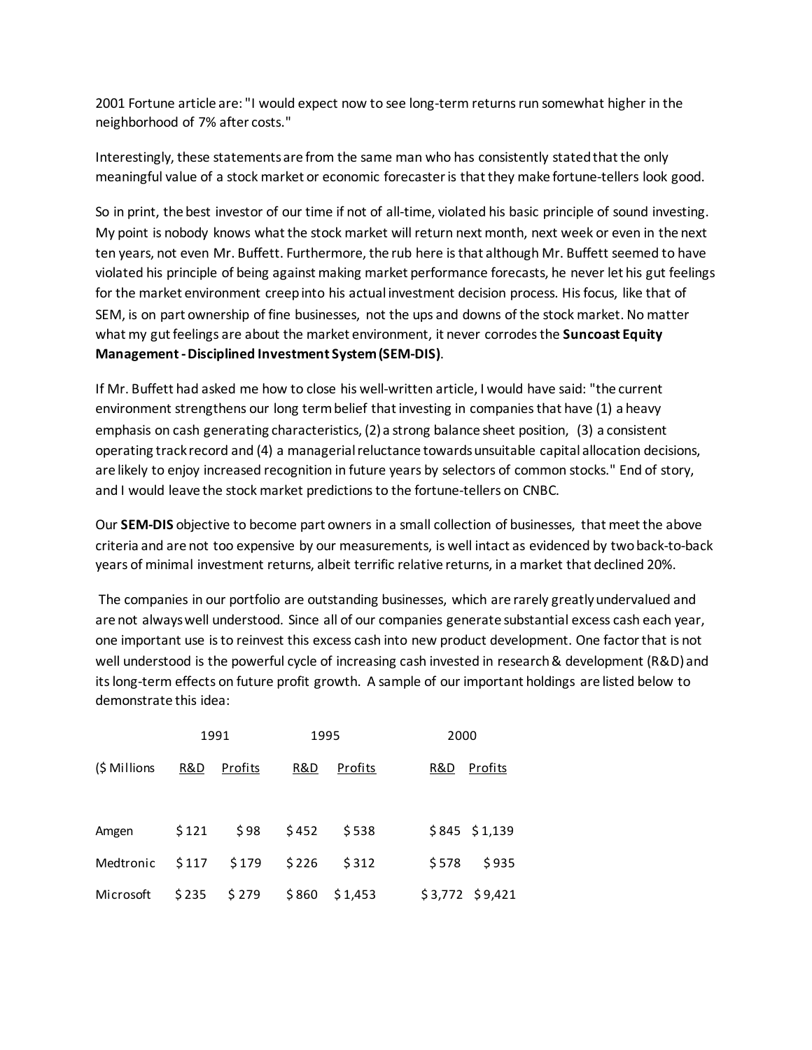2001 Fortune article are: "I would expect now to see long-term returns run somewhat higher in the neighborhood of 7% after costs."

Interestingly, these statements are from the same man who has consistently stated that the only meaningful value of a stock market or economic forecaster is that they make fortune-tellers look good.

So in print, the best investor of our time if not of all-time, violated his basic principle of sound investing. My point is nobody knows what the stock market will return next month, next week or even in the next ten years, not even Mr. Buffett. Furthermore, the rub here is that although Mr. Buffett seemed to have violated his principle of being against making market performance forecasts, he never let his gut feelings for the market environment creep into his actual investment decision process. His focus, like that of SEM, is on part ownership of fine businesses, not the ups and downs of the stock market. No matter what my gut feelings are about the market environment, it never corrodes the **Suncoast Equity Management - Disciplined Investment System (SEM-DIS)**.

If Mr. Buffett had asked me how to close his well-written article, I would have said: "the current environment strengthens our long term belief that investing in companies that have (1) a heavy emphasis on cash generating characteristics, (2) a strong balance sheet position, (3) a consistent operating track record and (4) a managerial reluctance towards unsuitable capital allocation decisions, are likely to enjoy increased recognition in future years by selectors of common stocks." End of story, and I would leave the stock market predictions to the fortune-tellers on CNBC.

Our **SEM-DIS** objective to become part owners in a small collection of businesses, that meet the above criteria and are not too expensive by our measurements, is well intact as evidenced by two back-to-back years of minimal investment returns, albeit terrific relative returns, in a market that declined 20%.

The companies in our portfolio are outstanding businesses, which are rarely greatly undervalued and are not always well understood. Since all of our companies generate substantial excess cash each year, one important use is to reinvest this excess cash into new product development. One factor that is not well understood is the powerful cycle of increasing cash invested in research & development (R&D) and its long-term effects on future profit growth. A sample of our important holdings are listed below to demonstrate this idea:

| | 1991 | | 1995 | | 2000 | |
|---|---|---|---|---|---|---|
| ($ Millions | R&D | Profits | R&D | Profits | R&D | Profits |
| Amgen | $ 121 | $ 98 | $ 452 | $ 538 | $ 845 | $ 1,139 |
| Medtronic | $ 117 | $ 179 | $ 226 | $ 312 | $ 578 | $ 935 |
| Microsoft | $ 235 | $ 279 | $ 860 | $ 1,453 | $ 3,772 | $ 9,421 |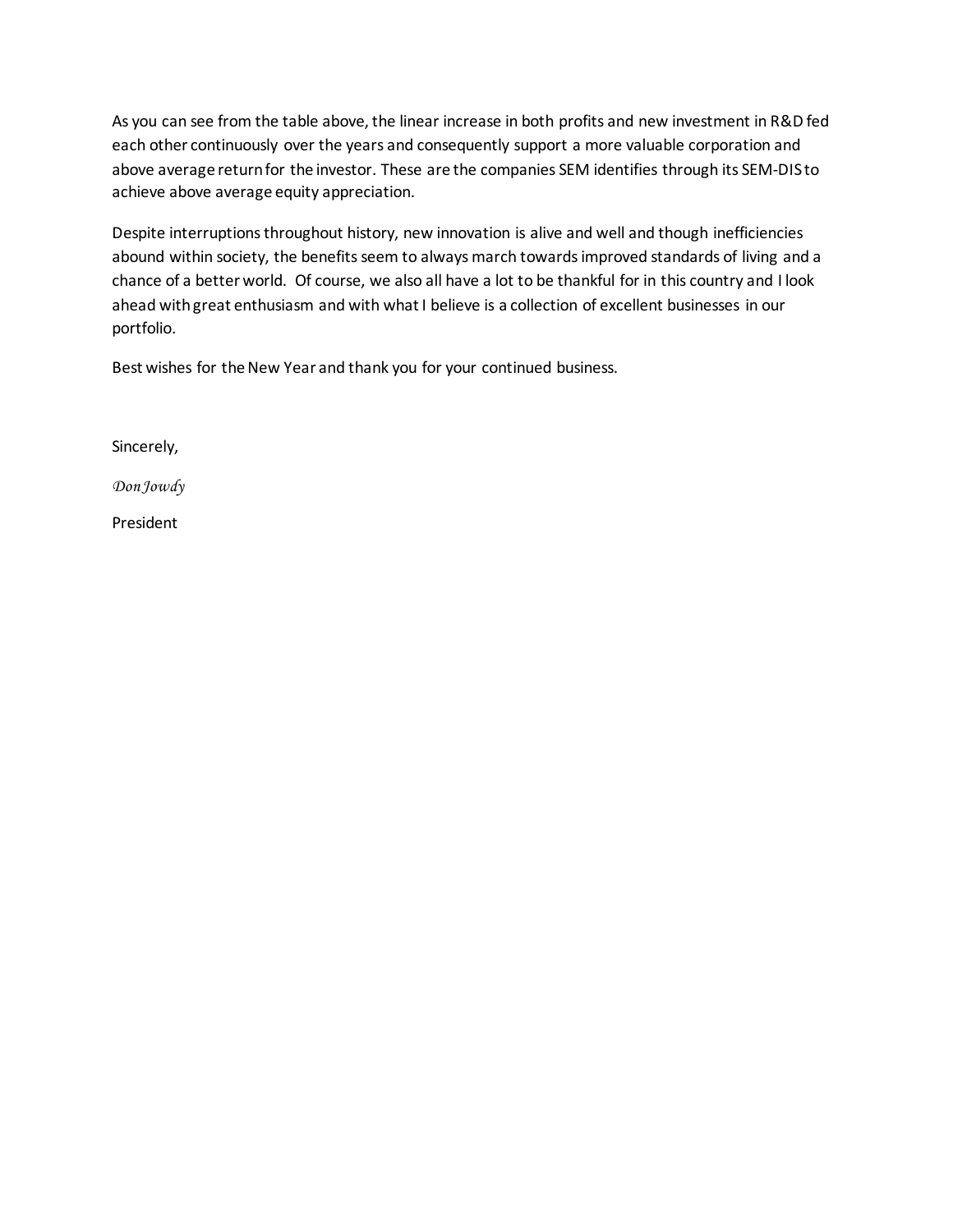As you can see from the table above, the linear increase in both profits and new investment in R&D fed each other continuously over the years and consequently support a more valuable corporation and above average return for the investor. These are the companies SEM identifies through its SEM-DIS to achieve above average equity appreciation.

Despite interruptions throughout history, new innovation is alive and well and though inefficiencies abound within society, the benefits seem to always march towards improved standards of living and a chance of a better world. Of course, we also all have a lot to be thankful for in this country and I look ahead with great enthusiasm and with what I believe is a collection of excellent businesses in our portfolio.

Best wishes for the New Year and thank you for your continued business.

Sincerely,

*Don Jowdy*

President